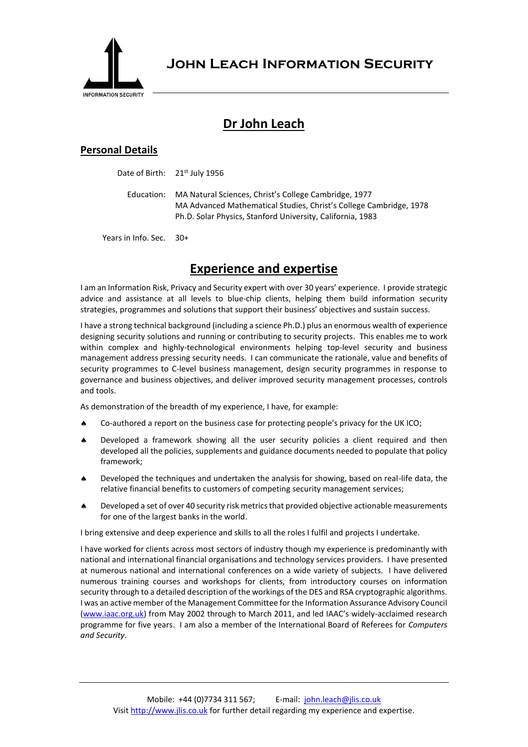**John Leach Information Security**

# Dr John Leach

## Personal Details

Date of Birth: 21st July 1956

Education: MA Natural Sciences, Christ's College Cambridge, 1977
MA Advanced Mathematical Studies, Christ's College Cambridge, 1978
Ph.D. Solar Physics, Stanford University, California, 1983

Years in Info. Sec. 30+

## Experience and expertise

I am an Information Risk, Privacy and Security expert with over 30 years' experience. I provide strategic advice and assistance at all levels to blue-chip clients, helping them build information security strategies, programmes and solutions that support their business' objectives and sustain success.

I have a strong technical background (including a science Ph.D.) plus an enormous wealth of experience designing security solutions and running or contributing to security projects. This enables me to work within complex and highly-technological environments helping top-level security and business management address pressing security needs. I can communicate the rationale, value and benefits of security programmes to C-level business management, design security programmes in response to governance and business objectives, and deliver improved security management processes, controls and tools.

As demonstration of the breadth of my experience, I have, for example:

- Co-authored a report on the business case for protecting people's privacy for the UK ICO;
- Developed a framework showing all the user security policies a client required and then developed all the policies, supplements and guidance documents needed to populate that policy framework;
- Developed the techniques and undertaken the analysis for showing, based on real-life data, the relative financial benefits to customers of competing security management services;
- Developed a set of over 40 security risk metrics that provided objective actionable measurements for one of the largest banks in the world.

I bring extensive and deep experience and skills to all the roles I fulfil and projects I undertake.

I have worked for clients across most sectors of industry though my experience is predominantly with national and international financial organisations and technology services providers. I have presented at numerous national and international conferences on a wide variety of subjects. I have delivered numerous training courses and workshops for clients, from introductory courses on information security through to a detailed description of the workings of the DES and RSA cryptographic algorithms. I was an active member of the Management Committee for the Information Assurance Advisory Council (www.iaac.org.uk) from May 2002 through to March 2011, and led IAAC's widely-acclaimed research programme for five years. I am also a member of the International Board of Referees for *Computers and Security*.

Mobile: +44 (0)7734 311 567; E-mail: john.leach@jlis.co.uk
Visit http://www.jlis.co.uk for further detail regarding my experience and expertise.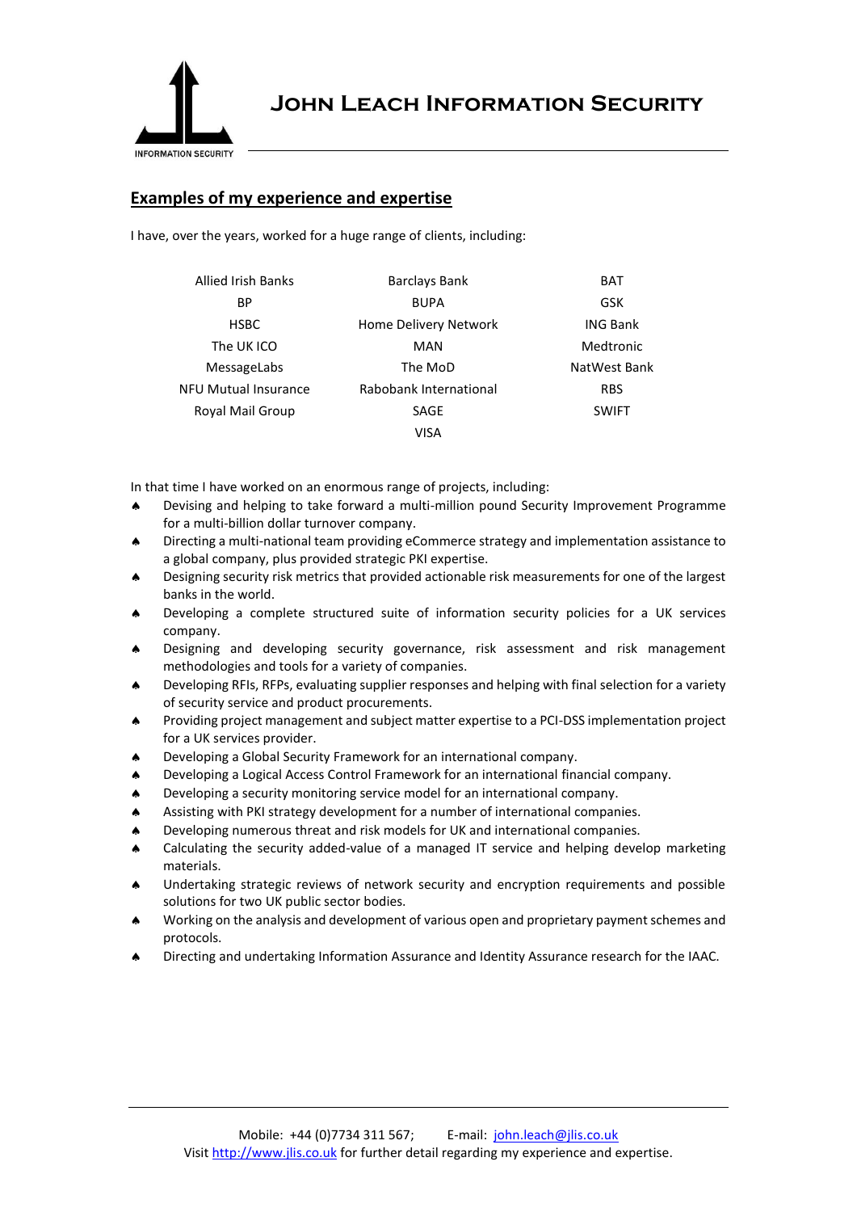# John Leach Information Security

## Examples of my experience and expertise

I have, over the years, worked for a huge range of clients, including:

| | | |
|---|---|---|
| Allied Irish Banks | Barclays Bank | BAT |
| BP | BUPA | GSK |
| HSBC | Home Delivery Network | ING Bank |
| The UK ICO | MAN | Medtronic |
| MessageLabs | The MoD | NatWest Bank |
| NFU Mutual Insurance | Rabobank International | RBS |
| Royal Mail Group | SAGE | SWIFT |
| | VISA | |

In that time I have worked on an enormous range of projects, including:

- Devising and helping to take forward a multi-million pound Security Improvement Programme for a multi-billion dollar turnover company.
- Directing a multi-national team providing eCommerce strategy and implementation assistance to a global company, plus provided strategic PKI expertise.
- Designing security risk metrics that provided actionable risk measurements for one of the largest banks in the world.
- Developing a complete structured suite of information security policies for a UK services company.
- Designing and developing security governance, risk assessment and risk management methodologies and tools for a variety of companies.
- Developing RFIs, RFPs, evaluating supplier responses and helping with final selection for a variety of security service and product procurements.
- Providing project management and subject matter expertise to a PCI-DSS implementation project for a UK services provider.
- Developing a Global Security Framework for an international company.
- Developing a Logical Access Control Framework for an international financial company.
- Developing a security monitoring service model for an international company.
- Assisting with PKI strategy development for a number of international companies.
- Developing numerous threat and risk models for UK and international companies.
- Calculating the security added-value of a managed IT service and helping develop marketing materials.
- Undertaking strategic reviews of network security and encryption requirements and possible solutions for two UK public sector bodies.
- Working on the analysis and development of various open and proprietary payment schemes and protocols.
- Directing and undertaking Information Assurance and Identity Assurance research for the IAAC.

Mobile: +44 (0)7734 311 567; E-mail: john.leach@jlis.co.uk
Visit http://www.jlis.co.uk for further detail regarding my experience and expertise.